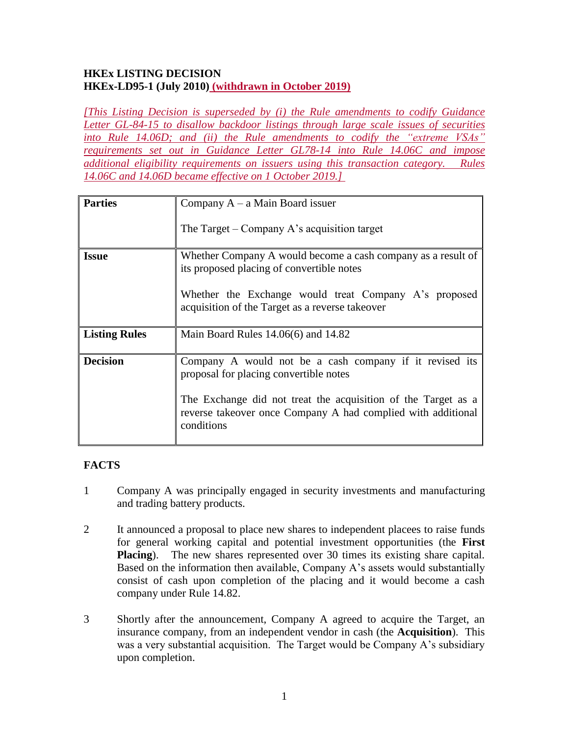**HKEx LISTING DECISION**
**HKEx-LD95-1 (July 2010) (withdrawn in October 2019)**

*[This Listing Decision is superseded by (i) the Rule amendments to codify Guidance Letter GL-84-15 to disallow backdoor listings through large scale issues of securities into Rule 14.06D; and (ii) the Rule amendments to codify the "extreme VSAs" requirements set out in Guidance Letter GL78-14 into Rule 14.06C and impose additional eligibility requirements on issuers using this transaction category. Rules 14.06C and 14.06D became effective on 1 October 2019.]*

| | |
|---|---|
| **Parties** | Company A – a Main Board issuer<br><br>The Target – Company A's acquisition target |
| **Issue** | Whether Company A would become a cash company as a result of its proposed placing of convertible notes<br><br>Whether the Exchange would treat Company A's proposed acquisition of the Target as a reverse takeover |
| **Listing Rules** | Main Board Rules 14.06(6) and 14.82 |
| **Decision** | Company A would not be a cash company if it revised its proposal for placing convertible notes<br><br>The Exchange did not treat the acquisition of the Target as a reverse takeover once Company A had complied with additional conditions |

## FACTS

1. Company A was principally engaged in security investments and manufacturing and trading battery products.

2. It announced a proposal to place new shares to independent placees to raise funds for general working capital and potential investment opportunities (the **First Placing**). The new shares represented over 30 times its existing share capital. Based on the information then available, Company A's assets would substantially consist of cash upon completion of the placing and it would become a cash company under Rule 14.82.

3. Shortly after the announcement, Company A agreed to acquire the Target, an insurance company, from an independent vendor in cash (the **Acquisition**). This was a very substantial acquisition. The Target would be Company A's subsidiary upon completion.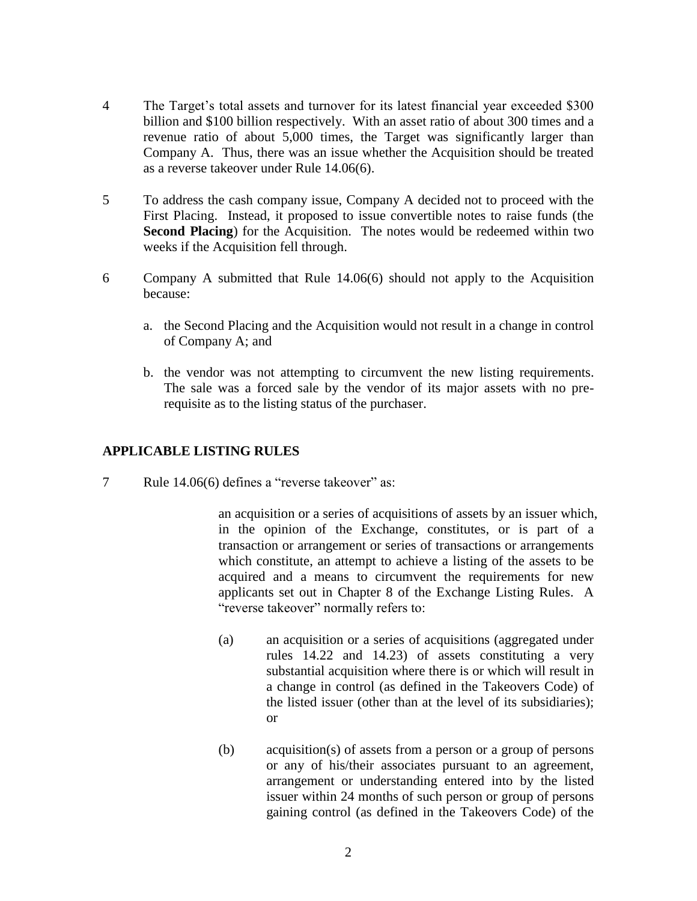4 The Target's total assets and turnover for its latest financial year exceeded $300 billion and $100 billion respectively. With an asset ratio of about 300 times and a revenue ratio of about 5,000 times, the Target was significantly larger than Company A. Thus, there was an issue whether the Acquisition should be treated as a reverse takeover under Rule 14.06(6).

5 To address the cash company issue, Company A decided not to proceed with the First Placing. Instead, it proposed to issue convertible notes to raise funds (the **Second Placing**) for the Acquisition. The notes would be redeemed within two weeks if the Acquisition fell through.

6 Company A submitted that Rule 14.06(6) should not apply to the Acquisition because:

a. the Second Placing and the Acquisition would not result in a change in control of Company A; and

b. the vendor was not attempting to circumvent the new listing requirements. The sale was a forced sale by the vendor of its major assets with no pre-requisite as to the listing status of the purchaser.

## APPLICABLE LISTING RULES

7 Rule 14.06(6) defines a "reverse takeover" as:

> an acquisition or a series of acquisitions of assets by an issuer which, in the opinion of the Exchange, constitutes, or is part of a transaction or arrangement or series of transactions or arrangements which constitute, an attempt to achieve a listing of the assets to be acquired and a means to circumvent the requirements for new applicants set out in Chapter 8 of the Exchange Listing Rules. A "reverse takeover" normally refers to:
>
> (a) an acquisition or a series of acquisitions (aggregated under rules 14.22 and 14.23) of assets constituting a very substantial acquisition where there is or which will result in a change in control (as defined in the Takeovers Code) of the listed issuer (other than at the level of its subsidiaries); or
>
> (b) acquisition(s) of assets from a person or a group of persons or any of his/their associates pursuant to an agreement, arrangement or understanding entered into by the listed issuer within 24 months of such person or group of persons gaining control (as defined in the Takeovers Code) of the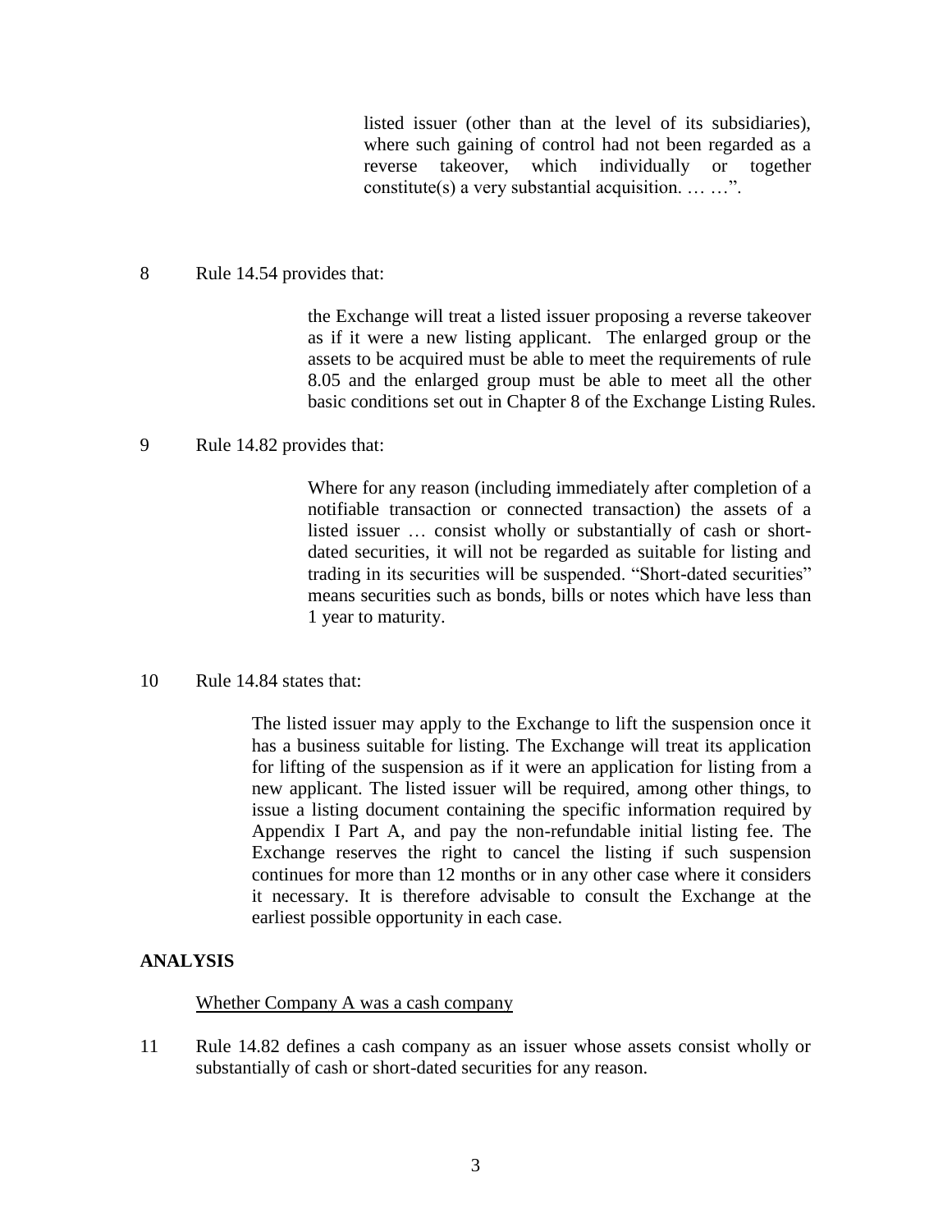> listed issuer (other than at the level of its subsidiaries), where such gaining of control had not been regarded as a reverse takeover, which individually or together constitute(s) a very substantial acquisition. … …".

8 Rule 14.54 provides that:

> the Exchange will treat a listed issuer proposing a reverse takeover as if it were a new listing applicant. The enlarged group or the assets to be acquired must be able to meet the requirements of rule 8.05 and the enlarged group must be able to meet all the other basic conditions set out in Chapter 8 of the Exchange Listing Rules.

9 Rule 14.82 provides that:

> Where for any reason (including immediately after completion of a notifiable transaction or connected transaction) the assets of a listed issuer … consist wholly or substantially of cash or short-dated securities, it will not be regarded as suitable for listing and trading in its securities will be suspended. "Short-dated securities" means securities such as bonds, bills or notes which have less than 1 year to maturity.

10 Rule 14.84 states that:

> The listed issuer may apply to the Exchange to lift the suspension once it has a business suitable for listing. The Exchange will treat its application for lifting of the suspension as if it were an application for listing from a new applicant. The listed issuer will be required, among other things, to issue a listing document containing the specific information required by Appendix I Part A, and pay the non-refundable initial listing fee. The Exchange reserves the right to cancel the listing if such suspension continues for more than 12 months or in any other case where it considers it necessary. It is therefore advisable to consult the Exchange at the earliest possible opportunity in each case.

## ANALYSIS

Whether Company A was a cash company

11 Rule 14.82 defines a cash company as an issuer whose assets consist wholly or substantially of cash or short-dated securities for any reason.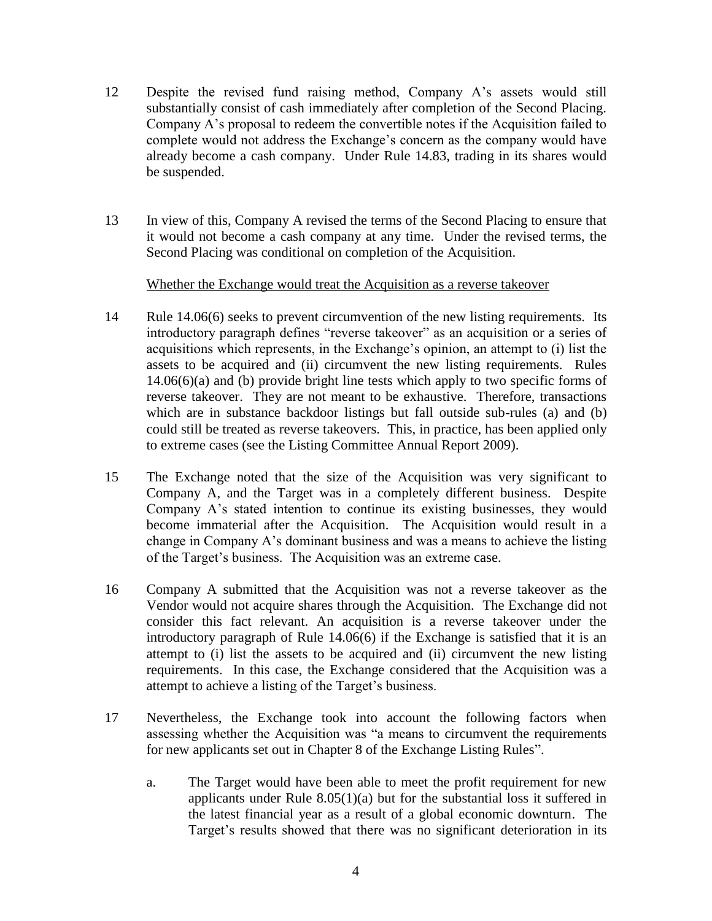12 Despite the revised fund raising method, Company A's assets would still substantially consist of cash immediately after completion of the Second Placing. Company A's proposal to redeem the convertible notes if the Acquisition failed to complete would not address the Exchange's concern as the company would have already become a cash company. Under Rule 14.83, trading in its shares would be suspended.

13 In view of this, Company A revised the terms of the Second Placing to ensure that it would not become a cash company at any time. Under the revised terms, the Second Placing was conditional on completion of the Acquisition.

Whether the Exchange would treat the Acquisition as a reverse takeover

14 Rule 14.06(6) seeks to prevent circumvention of the new listing requirements. Its introductory paragraph defines "reverse takeover" as an acquisition or a series of acquisitions which represents, in the Exchange's opinion, an attempt to (i) list the assets to be acquired and (ii) circumvent the new listing requirements. Rules 14.06(6)(a) and (b) provide bright line tests which apply to two specific forms of reverse takeover. They are not meant to be exhaustive. Therefore, transactions which are in substance backdoor listings but fall outside sub-rules (a) and (b) could still be treated as reverse takeovers. This, in practice, has been applied only to extreme cases (see the Listing Committee Annual Report 2009).

15 The Exchange noted that the size of the Acquisition was very significant to Company A, and the Target was in a completely different business. Despite Company A's stated intention to continue its existing businesses, they would become immaterial after the Acquisition. The Acquisition would result in a change in Company A's dominant business and was a means to achieve the listing of the Target's business. The Acquisition was an extreme case.

16 Company A submitted that the Acquisition was not a reverse takeover as the Vendor would not acquire shares through the Acquisition. The Exchange did not consider this fact relevant. An acquisition is a reverse takeover under the introductory paragraph of Rule 14.06(6) if the Exchange is satisfied that it is an attempt to (i) list the assets to be acquired and (ii) circumvent the new listing requirements. In this case, the Exchange considered that the Acquisition was a attempt to achieve a listing of the Target's business.

17 Nevertheless, the Exchange took into account the following factors when assessing whether the Acquisition was "a means to circumvent the requirements for new applicants set out in Chapter 8 of the Exchange Listing Rules".

a. The Target would have been able to meet the profit requirement for new applicants under Rule 8.05(1)(a) but for the substantial loss it suffered in the latest financial year as a result of a global economic downturn. The Target's results showed that there was no significant deterioration in its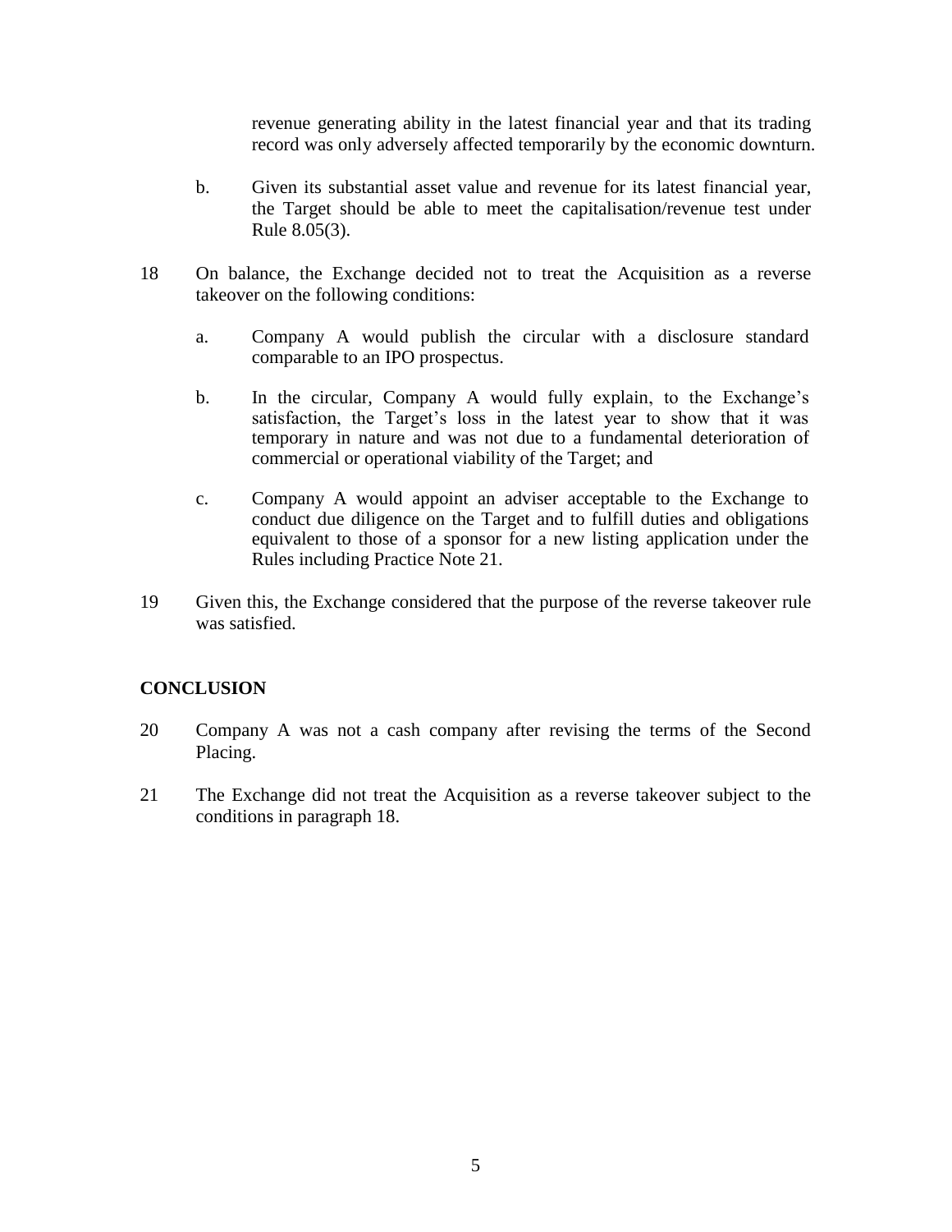revenue generating ability in the latest financial year and that its trading record was only adversely affected temporarily by the economic downturn.

b. Given its substantial asset value and revenue for its latest financial year, the Target should be able to meet the capitalisation/revenue test under Rule 8.05(3).

18 On balance, the Exchange decided not to treat the Acquisition as a reverse takeover on the following conditions:

a. Company A would publish the circular with a disclosure standard comparable to an IPO prospectus.

b. In the circular, Company A would fully explain, to the Exchange's satisfaction, the Target's loss in the latest year to show that it was temporary in nature and was not due to a fundamental deterioration of commercial or operational viability of the Target; and

c. Company A would appoint an adviser acceptable to the Exchange to conduct due diligence on the Target and to fulfill duties and obligations equivalent to those of a sponsor for a new listing application under the Rules including Practice Note 21.

19 Given this, the Exchange considered that the purpose of the reverse takeover rule was satisfied.

**CONCLUSION**

20 Company A was not a cash company after revising the terms of the Second Placing.

21 The Exchange did not treat the Acquisition as a reverse takeover subject to the conditions in paragraph 18.